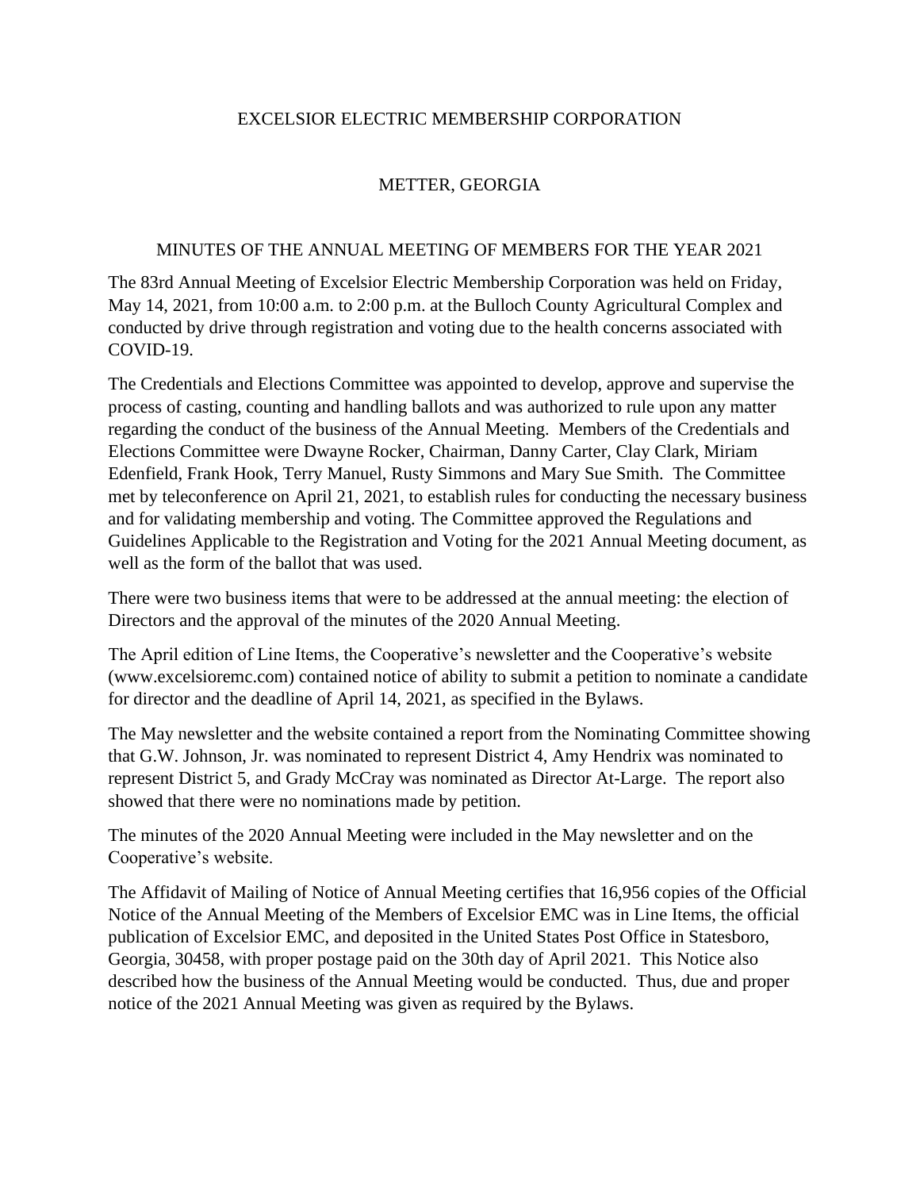# EXCELSIOR ELECTRIC MEMBERSHIP CORPORATION

## METTER, GEORGIA

### MINUTES OF THE ANNUAL MEETING OF MEMBERS FOR THE YEAR 2021

The 83rd Annual Meeting of Excelsior Electric Membership Corporation was held on Friday, May 14, 2021, from 10:00 a.m. to 2:00 p.m. at the Bulloch County Agricultural Complex and conducted by drive through registration and voting due to the health concerns associated with COVID-19.

The Credentials and Elections Committee was appointed to develop, approve and supervise the process of casting, counting and handling ballots and was authorized to rule upon any matter regarding the conduct of the business of the Annual Meeting. Members of the Credentials and Elections Committee were Dwayne Rocker, Chairman, Danny Carter, Clay Clark, Miriam Edenfield, Frank Hook, Terry Manuel, Rusty Simmons and Mary Sue Smith. The Committee met by teleconference on April 21, 2021, to establish rules for conducting the necessary business and for validating membership and voting. The Committee approved the Regulations and Guidelines Applicable to the Registration and Voting for the 2021 Annual Meeting document, as well as the form of the ballot that was used.

There were two business items that were to be addressed at the annual meeting: the election of Directors and the approval of the minutes of the 2020 Annual Meeting.

The April edition of Line Items, the Cooperative's newsletter and the Cooperative's website (www.excelsioremc.com) contained notice of ability to submit a petition to nominate a candidate for director and the deadline of April 14, 2021, as specified in the Bylaws.

The May newsletter and the website contained a report from the Nominating Committee showing that G.W. Johnson, Jr. was nominated to represent District 4, Amy Hendrix was nominated to represent District 5, and Grady McCray was nominated as Director At-Large. The report also showed that there were no nominations made by petition.

The minutes of the 2020 Annual Meeting were included in the May newsletter and on the Cooperative's website.

The Affidavit of Mailing of Notice of Annual Meeting certifies that 16,956 copies of the Official Notice of the Annual Meeting of the Members of Excelsior EMC was in Line Items, the official publication of Excelsior EMC, and deposited in the United States Post Office in Statesboro, Georgia, 30458, with proper postage paid on the 30th day of April 2021. This Notice also described how the business of the Annual Meeting would be conducted. Thus, due and proper notice of the 2021 Annual Meeting was given as required by the Bylaws.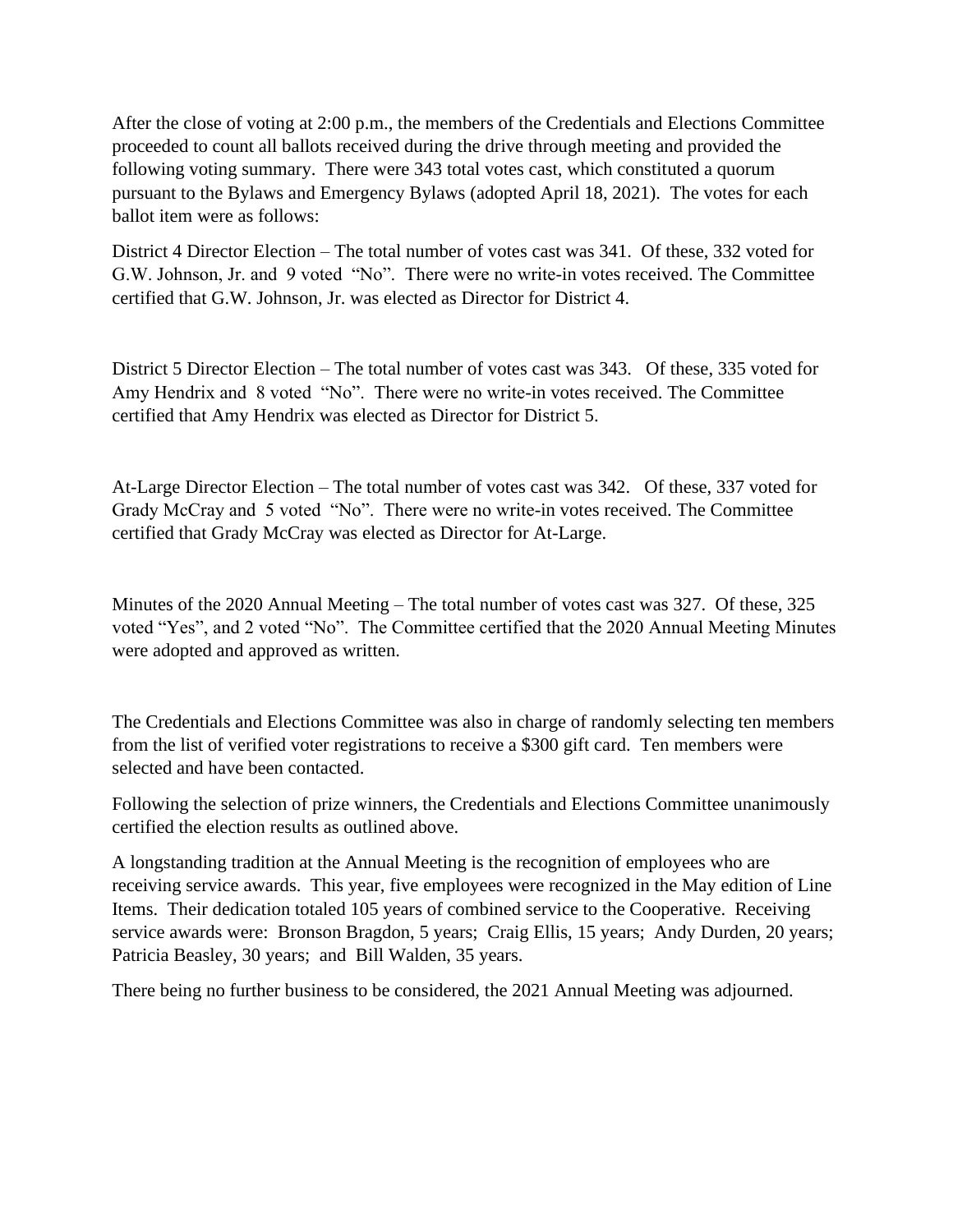After the close of voting at 2:00 p.m., the members of the Credentials and Elections Committee proceeded to count all ballots received during the drive through meeting and provided the following voting summary. There were 343 total votes cast, which constituted a quorum pursuant to the Bylaws and Emergency Bylaws (adopted April 18, 2021). The votes for each ballot item were as follows:

District 4 Director Election – The total number of votes cast was 341. Of these, 332 voted for G.W. Johnson, Jr. and 9 voted "No". There were no write-in votes received. The Committee certified that G.W. Johnson, Jr. was elected as Director for District 4.

District 5 Director Election – The total number of votes cast was 343. Of these, 335 voted for Amy Hendrix and 8 voted "No". There were no write-in votes received. The Committee certified that Amy Hendrix was elected as Director for District 5.

At-Large Director Election – The total number of votes cast was 342. Of these, 337 voted for Grady McCray and 5 voted "No". There were no write-in votes received. The Committee certified that Grady McCray was elected as Director for At-Large.

Minutes of the 2020 Annual Meeting – The total number of votes cast was 327. Of these, 325 voted "Yes", and 2 voted "No". The Committee certified that the 2020 Annual Meeting Minutes were adopted and approved as written.

The Credentials and Elections Committee was also in charge of randomly selecting ten members from the list of verified voter registrations to receive a $300 gift card. Ten members were selected and have been contacted.

Following the selection of prize winners, the Credentials and Elections Committee unanimously certified the election results as outlined above.

A longstanding tradition at the Annual Meeting is the recognition of employees who are receiving service awards. This year, five employees were recognized in the May edition of Line Items. Their dedication totaled 105 years of combined service to the Cooperative. Receiving service awards were: Bronson Bragdon, 5 years; Craig Ellis, 15 years; Andy Durden, 20 years; Patricia Beasley, 30 years; and Bill Walden, 35 years.

There being no further business to be considered, the 2021 Annual Meeting was adjourned.